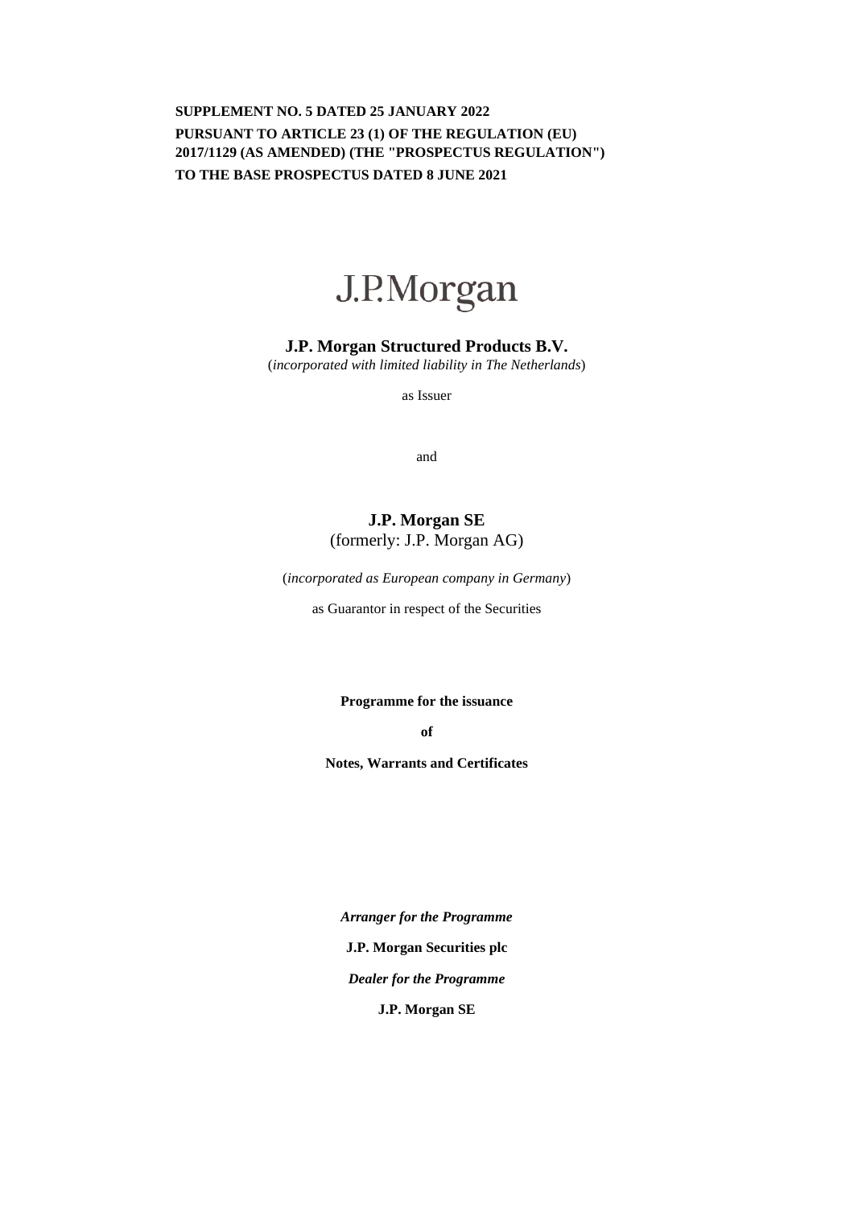**SUPPLEMENT NO. 5 DATED 25 JANUARY 2022**

**PURSUANT TO ARTICLE 23 (1) OF THE REGULATION (EU) 2017/1129 (AS AMENDED) (THE "PROSPECTUS REGULATION")**

**TO THE BASE PROSPECTUS DATED 8 JUNE 2021**

J.P.Morgan

**J.P. Morgan Structured Products B.V.**

(*incorporated with limited liability in The Netherlands*)

as Issuer

and

**J.P. Morgan SE**

(formerly: J.P. Morgan AG)

(*incorporated as European company in Germany*)

as Guarantor in respect of the Securities

**Programme for the issuance**

**of**

**Notes, Warrants and Certificates**

***Arranger for the Programme***

**J.P. Morgan Securities plc**

***Dealer for the Programme***

**J.P. Morgan SE**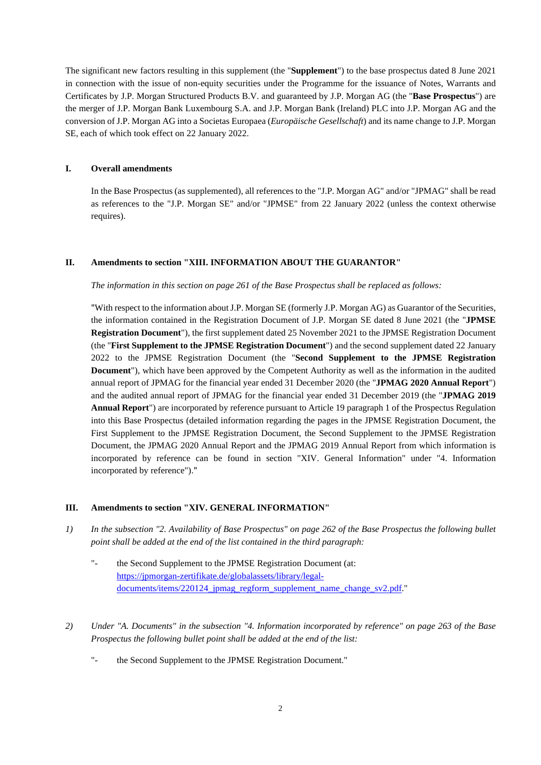The significant new factors resulting in this supplement (the "**Supplement**") to the base prospectus dated 8 June 2021 in connection with the issue of non-equity securities under the Programme for the issuance of Notes, Warrants and Certificates by J.P. Morgan Structured Products B.V. and guaranteed by J.P. Morgan AG (the "**Base Prospectus**") are the merger of J.P. Morgan Bank Luxembourg S.A. and J.P. Morgan Bank (Ireland) PLC into J.P. Morgan AG and the conversion of J.P. Morgan AG into a Societas Europaea (*Europäische Gesellschaft*) and its name change to J.P. Morgan SE, each of which took effect on 22 January 2022.

## I. Overall amendments

In the Base Prospectus (as supplemented), all references to the "J.P. Morgan AG" and/or "JPMAG" shall be read as references to the "J.P. Morgan SE" and/or "JPMSE" from 22 January 2022 (unless the context otherwise requires).

## II. Amendments to section "XIII. INFORMATION ABOUT THE GUARANTOR"

*The information in this section on page 261 of the Base Prospectus shall be replaced as follows:*

"With respect to the information about J.P. Morgan SE (formerly J.P. Morgan AG) as Guarantor of the Securities, the information contained in the Registration Document of J.P. Morgan SE dated 8 June 2021 (the "**JPMSE Registration Document**"), the first supplement dated 25 November 2021 to the JPMSE Registration Document (the "**First Supplement to the JPMSE Registration Document**") and the second supplement dated 22 January 2022 to the JPMSE Registration Document (the "**Second Supplement to the JPMSE Registration Document**"), which have been approved by the Competent Authority as well as the information in the audited annual report of JPMAG for the financial year ended 31 December 2020 (the "**JPMAG 2020 Annual Report**") and the audited annual report of JPMAG for the financial year ended 31 December 2019 (the "**JPMAG 2019 Annual Report**") are incorporated by reference pursuant to Article 19 paragraph 1 of the Prospectus Regulation into this Base Prospectus (detailed information regarding the pages in the JPMSE Registration Document, the First Supplement to the JPMSE Registration Document, the Second Supplement to the JPMSE Registration Document, the JPMAG 2020 Annual Report and the JPMAG 2019 Annual Report from which information is incorporated by reference can be found in section "XIV. General Information" under "4. Information incorporated by reference")."

## III. Amendments to section "XIV. GENERAL INFORMATION"

1) *In the subsection "2. Availability of Base Prospectus" on page 262 of the Base Prospectus the following bullet point shall be added at the end of the list contained in the third paragraph:*

   "- the Second Supplement to the JPMSE Registration Document (at: https://jpmorgan-zertifikate.de/globalassets/library/legal-documents/items/220124_jpmag_regform_supplement_name_change_sv2.pdf."

2) *Under "A. Documents" in the subsection "4. Information incorporated by reference" on page 263 of the Base Prospectus the following bullet point shall be added at the end of the list:*

   "- the Second Supplement to the JPMSE Registration Document."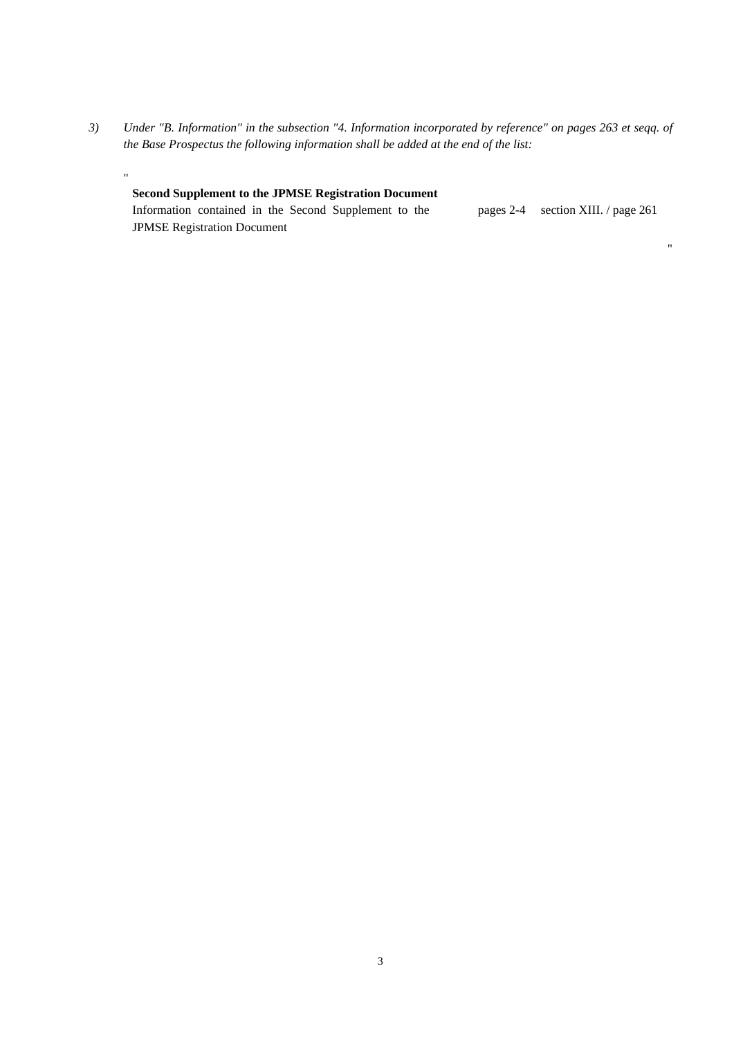3) *Under "B. Information" in the subsection "4. Information incorporated by reference" on pages 263 et seqq. of the Base Prospectus the following information shall be added at the end of the list:*

"

| **Second Supplement to the JPMSE Registration Document** | | |
|---|---|---|
| Information contained in the Second Supplement to the JPMSE Registration Document | pages 2-4 | section XIII. / page 261 |

"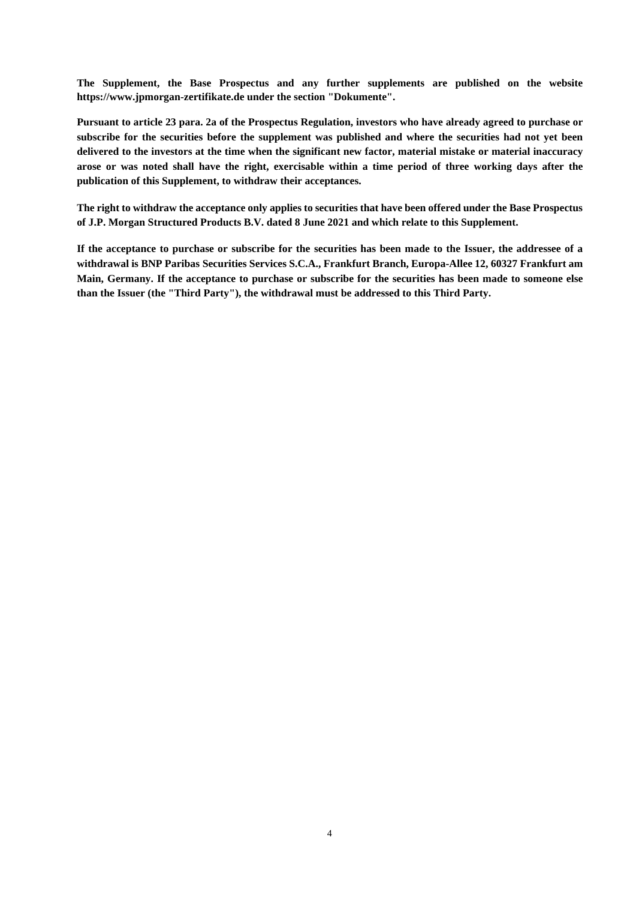**The Supplement, the Base Prospectus and any further supplements are published on the website https://www.jpmorgan-zertifikate.de under the section "Dokumente".**

**Pursuant to article 23 para. 2a of the Prospectus Regulation, investors who have already agreed to purchase or subscribe for the securities before the supplement was published and where the securities had not yet been delivered to the investors at the time when the significant new factor, material mistake or material inaccuracy arose or was noted shall have the right, exercisable within a time period of three working days after the publication of this Supplement, to withdraw their acceptances.**

**The right to withdraw the acceptance only applies to securities that have been offered under the Base Prospectus of J.P. Morgan Structured Products B.V. dated 8 June 2021 and which relate to this Supplement.**

**If the acceptance to purchase or subscribe for the securities has been made to the Issuer, the addressee of a withdrawal is BNP Paribas Securities Services S.C.A., Frankfurt Branch, Europa-Allee 12, 60327 Frankfurt am Main, Germany. If the acceptance to purchase or subscribe for the securities has been made to someone else than the Issuer (the "Third Party"), the withdrawal must be addressed to this Third Party.**